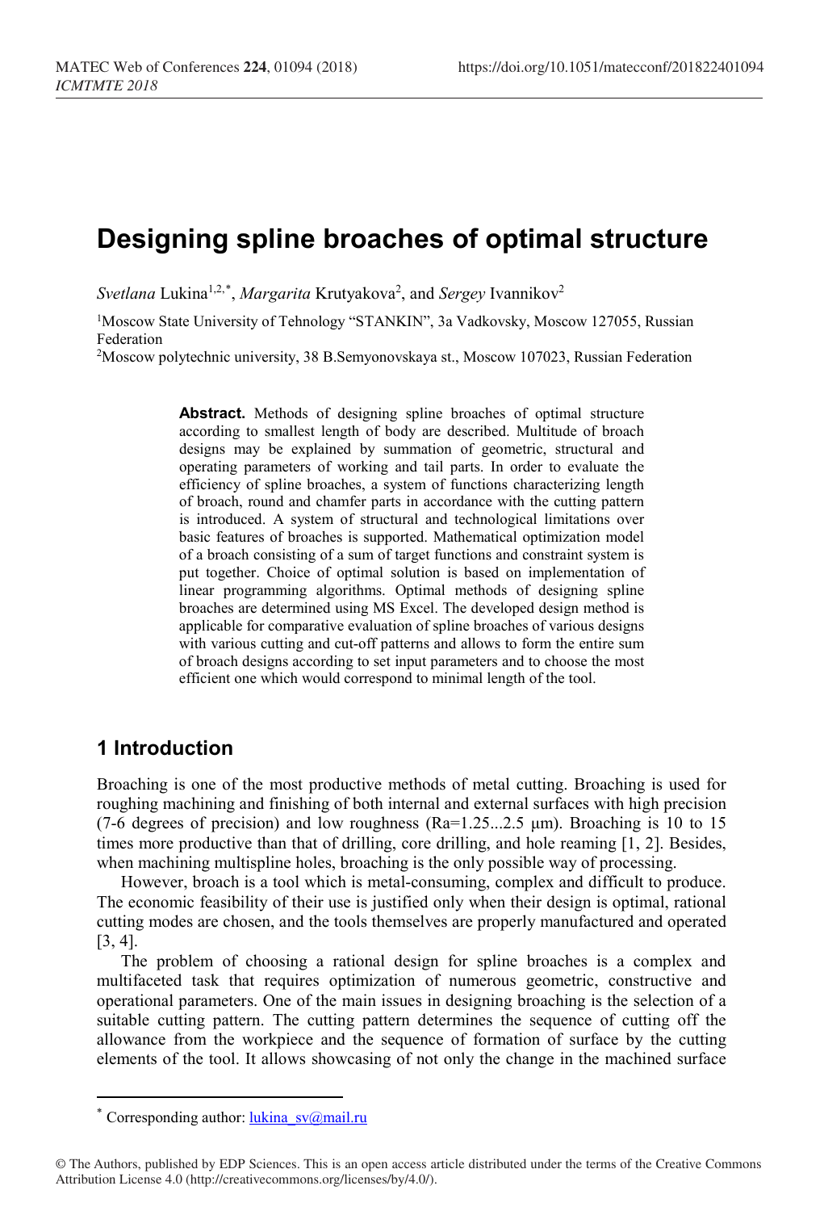# Designing spline broaches of optimal structure

*Svetlana* Lukina[1,2,*], *Margarita* Krutyakova[2], and *Sergey* Ivannikov[2]

[1]Moscow State University of Tehnology "STANKIN", 3a Vadkovsky, Moscow 127055, Russian Federation

[2]Moscow polytechnic university, 38 B.Semyonovskaya st., Moscow 107023, Russian Federation

**Abstract.** Methods of designing spline broaches of optimal structure according to smallest length of body are described. Multitude of broach designs may be explained by summation of geometric, structural and operating parameters of working and tail parts. In order to evaluate the efficiency of spline broaches, a system of functions characterizing length of broach, round and chamfer parts in accordance with the cutting pattern is introduced. A system of structural and technological limitations over basic features of broaches is supported. Mathematical optimization model of a broach consisting of a sum of target functions and constraint system is put together. Choice of optimal solution is based on implementation of linear programming algorithms. Optimal methods of designing spline broaches are determined using MS Excel. The developed design method is applicable for comparative evaluation of spline broaches of various designs with various cutting and cut-off patterns and allows to form the entire sum of broach designs according to set input parameters and to choose the most efficient one which would correspond to minimal length of the tool.

## 1 Introduction

Broaching is one of the most productive methods of metal cutting. Broaching is used for roughing machining and finishing of both internal and external surfaces with high precision (7-6 degrees of precision) and low roughness (Ra=1.25...2.5 μm). Broaching is 10 to 15 times more productive than that of drilling, core drilling, and hole reaming [1, 2]. Besides, when machining multispline holes, broaching is the only possible way of processing.

However, broach is a tool which is metal-consuming, complex and difficult to produce. The economic feasibility of their use is justified only when their design is optimal, rational cutting modes are chosen, and the tools themselves are properly manufactured and operated [3, 4].

The problem of choosing a rational design for spline broaches is a complex and multifaceted task that requires optimization of numerous geometric, constructive and operational parameters. One of the main issues in designing broaching is the selection of a suitable cutting pattern. The cutting pattern determines the sequence of cutting off the allowance from the workpiece and the sequence of formation of surface by the cutting elements of the tool. It allows showcasing of not only the change in the machined surface

* Corresponding author: lukina_sv@mail.ru

© The Authors, published by EDP Sciences. This is an open access article distributed under the terms of the Creative Commons Attribution License 4.0 (http://creativecommons.org/licenses/by/4.0/).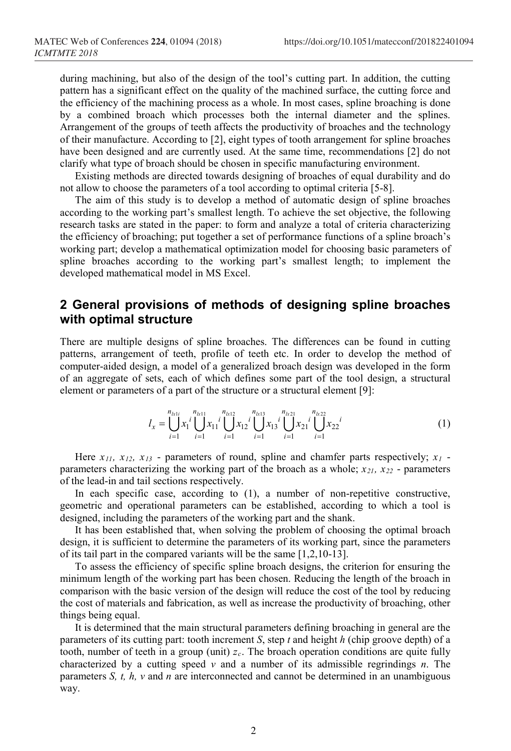during machining, but also of the design of the tool's cutting part. In addition, the cutting pattern has a significant effect on the quality of the machined surface, the cutting force and the efficiency of the machining process as a whole. In most cases, spline broaching is done by a combined broach which processes both the internal diameter and the splines. Arrangement of the groups of teeth affects the productivity of broaches and the technology of their manufacture. According to [2], eight types of tooth arrangement for spline broaches have been designed and are currently used. At the same time, recommendations [2] do not clarify what type of broach should be chosen in specific manufacturing environment.

Existing methods are directed towards designing of broaches of equal durability and do not allow to choose the parameters of a tool according to optimal criteria [5-8].

The aim of this study is to develop a method of automatic design of spline broaches according to the working part's smallest length. To achieve the set objective, the following research tasks are stated in the paper: to form and analyze a total of criteria characterizing the efficiency of broaching; put together a set of performance functions of a spline broach's working part; develop a mathematical optimization model for choosing basic parameters of spline broaches according to the working part's smallest length; to implement the developed mathematical model in MS Excel.

## 2 General provisions of methods of designing spline broaches with optimal structure

There are multiple designs of spline broaches. The differences can be found in cutting patterns, arrangement of teeth, profile of teeth etc. In order to develop the method of computer-aided design, a model of a generalized broach design was developed in the form of an aggregate of sets, each of which defines some part of the tool design, a structural element or parameters of a part of the structure or a structural element [9]:

$$l_x = \bigcup_{i=1}^{n_{lx1i}} x_1{}^i \bigcup_{i=1}^{n_{lx11}} x_{11}{}^i \bigcup_{i=1}^{n_{lx12}} x_{12}{}^i \bigcup_{i=1}^{n_{lx13}} x_{13}{}^i \bigcup_{i=1}^{n_{lx21}} x_{21}{}^i \bigcup_{i=1}^{n_{lx22}} x_{22}{}^i \tag{1}$$

Here $x_{11}$, $x_{12}$, $x_{13}$ - parameters of round, spline and chamfer parts respectively; $x_1$ - parameters characterizing the working part of the broach as a whole; $x_{21}$, $x_{22}$ - parameters of the lead-in and tail sections respectively.

In each specific case, according to (1), a number of non-repetitive constructive, geometric and operational parameters can be established, according to which a tool is designed, including the parameters of the working part and the shank.

It has been established that, when solving the problem of choosing the optimal broach design, it is sufficient to determine the parameters of its working part, since the parameters of its tail part in the compared variants will be the same [1,2,10-13].

To assess the efficiency of specific spline broach designs, the criterion for ensuring the minimum length of the working part has been chosen. Reducing the length of the broach in comparison with the basic version of the design will reduce the cost of the tool by reducing the cost of materials and fabrication, as well as increase the productivity of broaching, other things being equal.

It is determined that the main structural parameters defining broaching in general are the parameters of its cutting part: tooth increment $S$, step $t$ and height $h$ (chip groove depth) of a tooth, number of teeth in a group (unit) $z_c$. The broach operation conditions are quite fully characterized by a cutting speed $v$ and a number of its admissible regrindings $n$. The parameters $S$, $t$, $h$, $v$ and $n$ are interconnected and cannot be determined in an unambiguous way.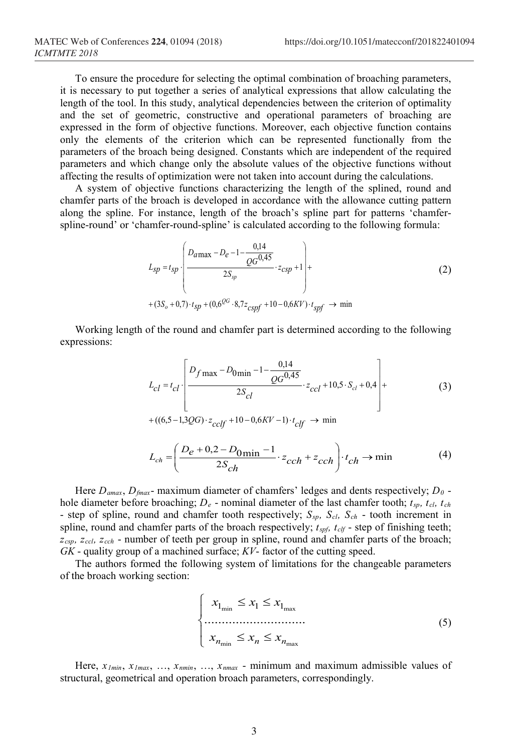To ensure the procedure for selecting the optimal combination of broaching parameters, it is necessary to put together a series of analytical expressions that allow calculating the length of the tool. In this study, analytical dependencies between the criterion of optimality and the set of geometric, constructive and operational parameters of broaching are expressed in the form of objective functions. Moreover, each objective function contains only the elements of the criterion which can be represented functionally from the parameters of the broach being designed. Constants which are independent of the required parameters and which change only the absolute values of the objective functions without affecting the results of optimization were not taken into account during the calculations.

A system of objective functions characterizing the length of the splined, round and chamfer parts of the broach is developed in accordance with the allowance cutting pattern along the spline. For instance, length of the broach's spline part for patterns 'chamfer-spline-round' or 'chamfer-round-spline' is calculated according to the following formula:

$$L_{sp} = t_{sp} \cdot \left( \frac{D_{a\max} - D_e - 1 - \dfrac{0{,}14}{QG^{0{,}45}}}{2S_{sp}} \cdot z_{csp} + 1 \right) + \\ + (3S_o + 0{,}7) \cdot t_{sp} + (0{,}6^{QG} \cdot 8{,}7 z_{cspf} + 10 - 0{,}6KV) \cdot t_{spf} \rightarrow \min \tag{2}$$

Working length of the round and chamfer part is determined according to the following expressions:

$$L_{cl} = t_{cl} \cdot \left[ \frac{D_{f\max} - D_{0\min} - 1 - \dfrac{0{,}14}{QG^{0{,}45}}}{2S_{cl}} \cdot z_{ccl} + 10{,}5 \cdot S_{cl} + 0{,}4 \right] + \\ + ((6{,}5 - 1{,}3QG) \cdot z_{cclf} + 10 - 0{,}6KV - 1) \cdot t_{clf} \rightarrow \min \tag{3}$$

$$L_{ch} = \left( \frac{D_e + 0{,}2 - D_{0\min} - 1}{2S_{ch}} \cdot z_{cch} + z_{cch} \right) \cdot t_{ch} \rightarrow \min \tag{4}$$

Here $D_{amax}$, $D_{fmax}$ - maximum diameter of chamfers' ledges and dents respectively; $D_0$ - hole diameter before broaching; $D_e$ - nominal diameter of the last chamfer tooth; $t_{sp}$, $t_{cl}$, $t_{ch}$ - step of spline, round and chamfer tooth respectively; $S_{sp}$, $S_{cl}$, $S_{ch}$ - tooth increment in spline, round and chamfer parts of the broach respectively; $t_{spf}$, $t_{clf}$ - step of finishing teeth; $z_{csp}$, $z_{ccl}$, $z_{cch}$ - number of teeth per group in spline, round and chamfer parts of the broach; $GK$ - quality group of a machined surface; $KV$- factor of the cutting speed.

The authors formed the following system of limitations for the changeable parameters of the broach working section:

$$\begin{cases} x_{1_{\min}} \leq x_1 \leq x_{1_{\max}} \\ \dots\dots\dots\dots\dots\dots\dots\dots \\ x_{n_{\min}} \leq x_n \leq x_{n_{\max}} \end{cases} \tag{5}$$

Here, $x_{1min}$, $x_{1max}$, …, $x_{nmin}$, …, $x_{nmax}$ - minimum and maximum admissible values of structural, geometrical and operation broach parameters, correspondingly.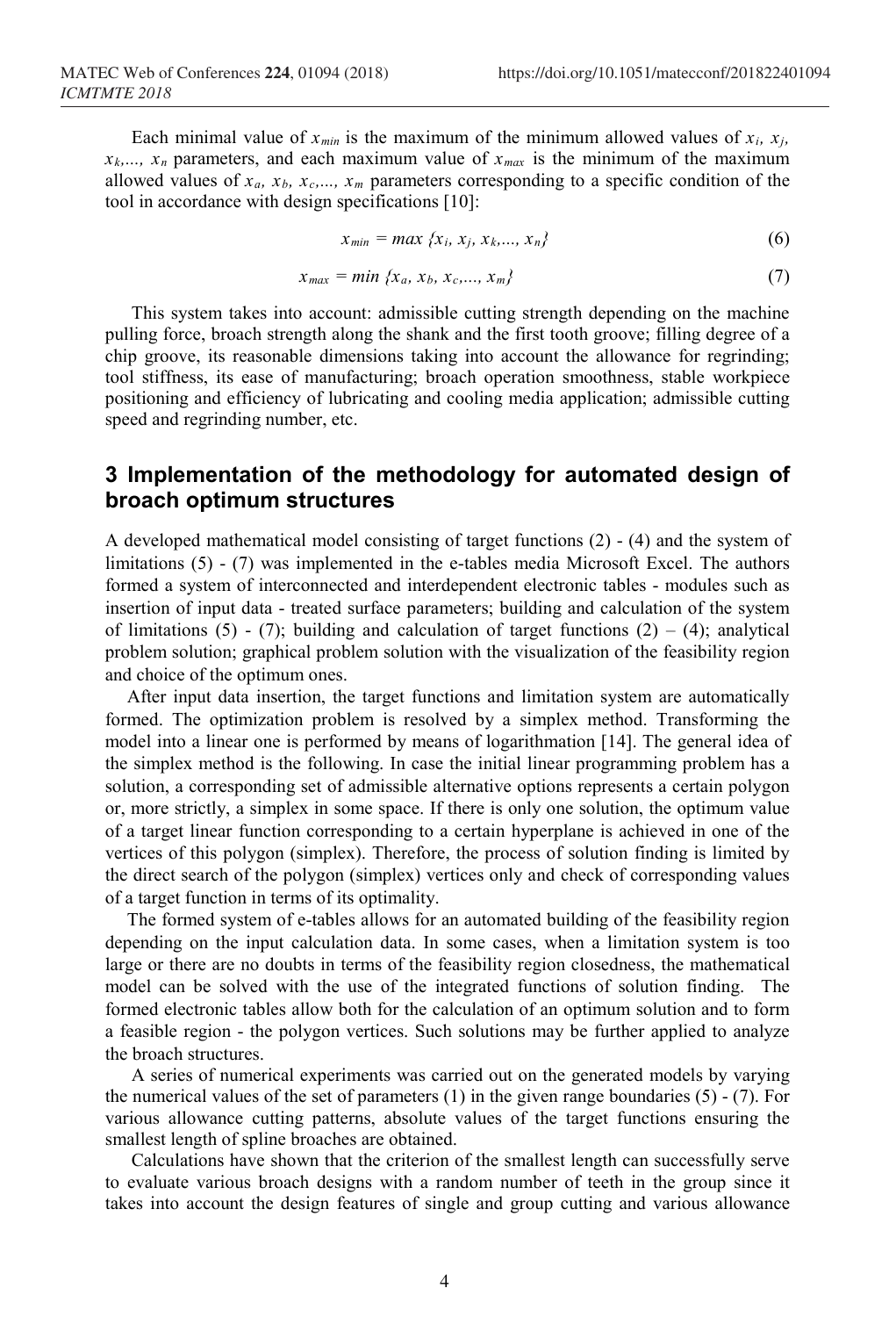Each minimal value of $x_{min}$ is the maximum of the minimum allowed values of $x_i$, $x_j$, $x_k$,..., $x_n$ parameters, and each maximum value of $x_{max}$ is the minimum of the maximum allowed values of $x_a$, $x_b$, $x_c$,..., $x_m$ parameters corresponding to a specific condition of the tool in accordance with design specifications [10]:

$$x_{min} = max\ \{x_i, x_j, x_k,..., x_n\} \tag{6}$$

$$x_{max} = min\ \{x_a, x_b, x_c,..., x_m\} \tag{7}$$

This system takes into account: admissible cutting strength depending on the machine pulling force, broach strength along the shank and the first tooth groove; filling degree of a chip groove, its reasonable dimensions taking into account the allowance for regrinding; tool stiffness, its ease of manufacturing; broach operation smoothness, stable workpiece positioning and efficiency of lubricating and cooling media application; admissible cutting speed and regrinding number, etc.

## 3 Implementation of the methodology for automated design of broach optimum structures

A developed mathematical model consisting of target functions (2) - (4) and the system of limitations (5) - (7) was implemented in the e-tables media Microsoft Excel. The authors formed a system of interconnected and interdependent electronic tables - modules such as insertion of input data - treated surface parameters; building and calculation of the system of limitations (5) - (7); building and calculation of target functions (2) – (4); analytical problem solution; graphical problem solution with the visualization of the feasibility region and choice of the optimum ones.

After input data insertion, the target functions and limitation system are automatically formed. The optimization problem is resolved by a simplex method. Transforming the model into a linear one is performed by means of logarithmation [14]. The general idea of the simplex method is the following. In case the initial linear programming problem has a solution, a corresponding set of admissible alternative options represents a certain polygon or, more strictly, a simplex in some space. If there is only one solution, the optimum value of a target linear function corresponding to a certain hyperplane is achieved in one of the vertices of this polygon (simplex). Therefore, the process of solution finding is limited by the direct search of the polygon (simplex) vertices only and check of corresponding values of a target function in terms of its optimality.

The formed system of e-tables allows for an automated building of the feasibility region depending on the input calculation data. In some cases, when a limitation system is too large or there are no doubts in terms of the feasibility region closedness, the mathematical model can be solved with the use of the integrated functions of solution finding. The formed electronic tables allow both for the calculation of an optimum solution and to form a feasible region - the polygon vertices. Such solutions may be further applied to analyze the broach structures.

A series of numerical experiments was carried out on the generated models by varying the numerical values of the set of parameters (1) in the given range boundaries (5) - (7). For various allowance cutting patterns, absolute values of the target functions ensuring the smallest length of spline broaches are obtained.

Calculations have shown that the criterion of the smallest length can successfully serve to evaluate various broach designs with a random number of teeth in the group since it takes into account the design features of single and group cutting and various allowance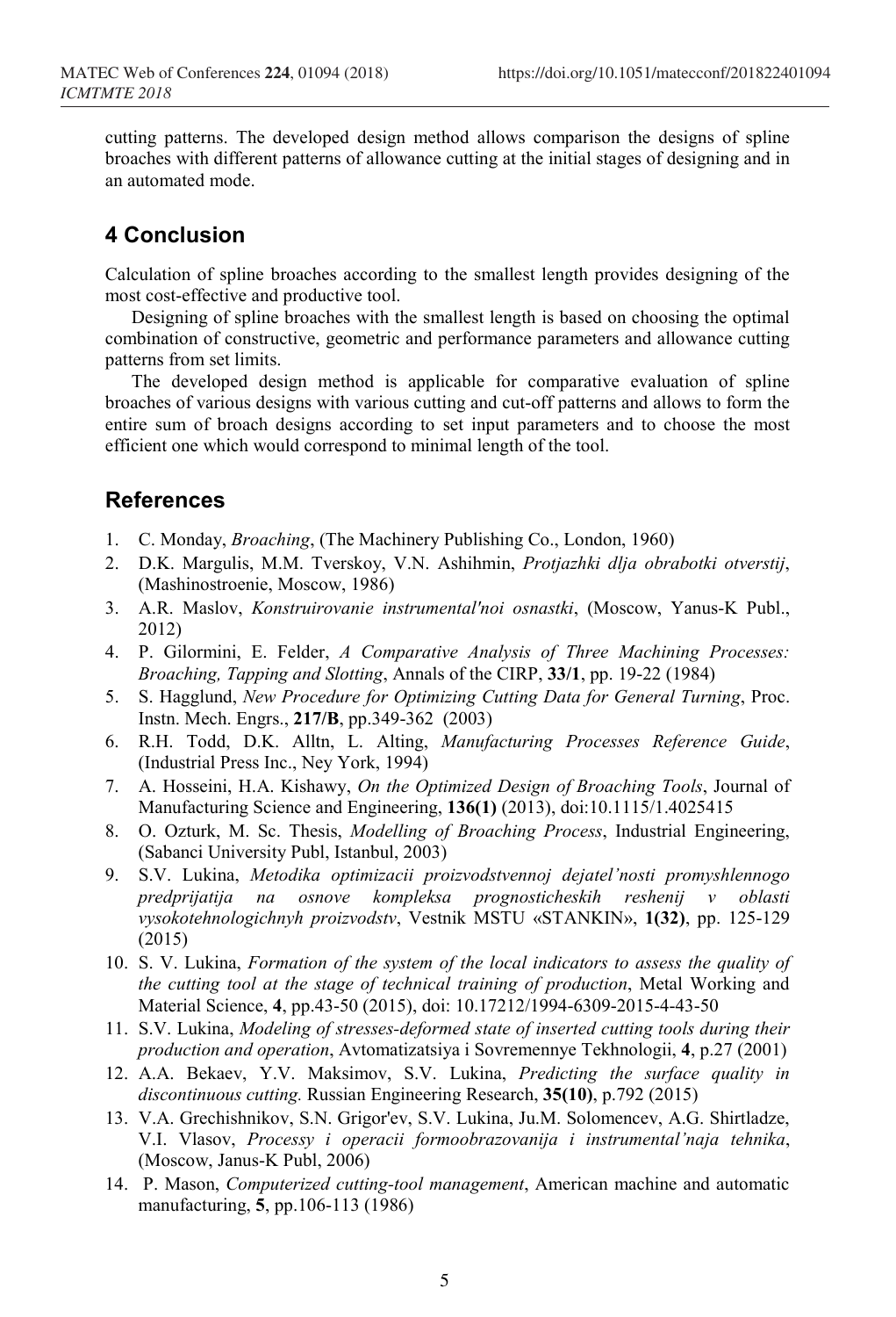cutting patterns. The developed design method allows comparison the designs of spline broaches with different patterns of allowance cutting at the initial stages of designing and in an automated mode.

## 4 Conclusion

Calculation of spline broaches according to the smallest length provides designing of the most cost-effective and productive tool.

Designing of spline broaches with the smallest length is based on choosing the optimal combination of constructive, geometric and performance parameters and allowance cutting patterns from set limits.

The developed design method is applicable for comparative evaluation of spline broaches of various designs with various cutting and cut-off patterns and allows to form the entire sum of broach designs according to set input parameters and to choose the most efficient one which would correspond to minimal length of the tool.

## References

1. C. Monday, *Broaching*, (The Machinery Publishing Co., London, 1960)
2. D.K. Margulis, M.M. Tverskoy, V.N. Ashihmin, *Protjazhki dlja obrabotki otverstij*, (Mashinostroenie, Moscow, 1986)
3. A.R. Maslov, *Konstruirovanie instrumental'noi osnastki*, (Moscow, Yanus-K Publ., 2012)
4. P. Gilormini, E. Felder, *A Comparative Analysis of Three Machining Processes: Broaching, Tapping and Slotting*, Annals of the CIRP, **33/1**, pp. 19-22 (1984)
5. S. Hagglund, *New Procedure for Optimizing Cutting Data for General Turning*, Proc. Instn. Mech. Engrs., **217/B**, pp.349-362 (2003)
6. R.H. Todd, D.K. Alltn, L. Alting, *Manufacturing Processes Reference Guide*, (Industrial Press Inc., Ney York, 1994)
7. A. Hosseini, H.A. Kishawy, *On the Optimized Design of Broaching Tools*, Journal of Manufacturing Science and Engineering, **136(1)** (2013), doi:10.1115/1.4025415
8. O. Ozturk, M. Sc. Thesis, *Modelling of Broaching Process*, Industrial Engineering, (Sabanci University Publ, Istanbul, 2003)
9. S.V. Lukina, *Metodika optimizacii proizvodstvennoj dejatel'nosti promyshlennogo predprijatija na osnove kompleksa prognosticheskih reshenij v oblasti vysokotehnologichnyh proizvodstv*, Vestnik MSTU «STANKIN», **1(32)**, pp. 125-129 (2015)
10. S. V. Lukina, *Formation of the system of the local indicators to assess the quality of the cutting tool at the stage of technical training of production*, Metal Working and Material Science, **4**, pp.43-50 (2015), doi: 10.17212/1994-6309-2015-4-43-50
11. S.V. Lukina, *Modeling of stresses-deformed state of inserted cutting tools during their production and operation*, Avtomatizatsiya i Sovremennye Tekhnologii, **4**, p.27 (2001)
12. A.A. Bekaev, Y.V. Maksimov, S.V. Lukina, *Predicting the surface quality in discontinuous cutting.* Russian Engineering Research, **35(10)**, p.792 (2015)
13. V.A. Grechishnikov, S.N. Grigor'ev, S.V. Lukina, Ju.M. Solomencev, A.G. Shirtladze, V.I. Vlasov, *Processy i operacii formoobrazovanija i instrumental'naja tehnika*, (Moscow, Janus-K Publ, 2006)
14. P. Mason, *Computerized cutting-tool management*, American machine and automatic manufacturing, **5**, pp.106-113 (1986)